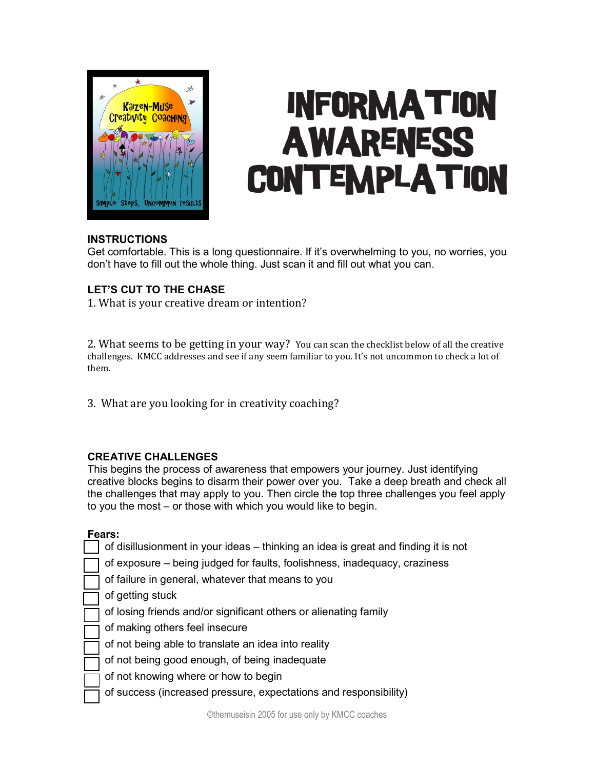# INFORMATION AWARENESS CONTEMPLATION

**INSTRUCTIONS**
Get comfortable. This is a long questionnaire. If it's overwhelming to you, no worries, you don't have to fill out the whole thing. Just scan it and fill out what you can.

**LET'S CUT TO THE CHASE**

1. What is your creative dream or intention?

2. What seems to be getting in your way? You can scan the checklist below of all the creative challenges. KMCC addresses and see if any seem familiar to you. It's not uncommon to check a lot of them.

3. What are you looking for in creativity coaching?

**CREATIVE CHALLENGES**
This begins the process of awareness that empowers your journey. Just identifying creative blocks begins to disarm their power over you. Take a deep breath and check all the challenges that may apply to you. Then circle the top three challenges you feel apply to you the most – or those with which you would like to begin.

**Fears:**

- [ ] of disillusionment in your ideas – thinking an idea is great and finding it is not
- [ ] of exposure – being judged for faults, foolishness, inadequacy, craziness
- [ ] of failure in general, whatever that means to you
- [ ] of getting stuck
- [ ] of losing friends and/or significant others or alienating family
- [ ] of making others feel insecure
- [ ] of not being able to translate an idea into reality
- [ ] of not being good enough, of being inadequate
- [ ] of not knowing where or how to begin
- [ ] of success (increased pressure, expectations and responsibility)

©themuseisin 2005 for use only by KMCC coaches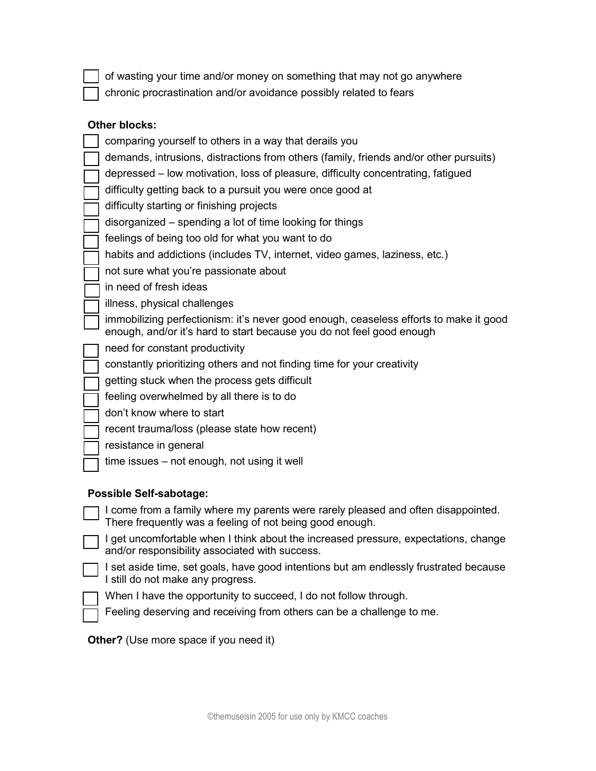- [ ] of wasting your time and/or money on something that may not go anywhere
- [ ] chronic procrastination and/or avoidance possibly related to fears

**Other blocks:**

- [ ] comparing yourself to others in a way that derails you
- [ ] demands, intrusions, distractions from others (family, friends and/or other pursuits)
- [ ] depressed – low motivation, loss of pleasure, difficulty concentrating, fatigued
- [ ] difficulty getting back to a pursuit you were once good at
- [ ] difficulty starting or finishing projects
- [ ] disorganized – spending a lot of time looking for things
- [ ] feelings of being too old for what you want to do
- [ ] habits and addictions (includes TV, internet, video games, laziness, etc.)
- [ ] not sure what you're passionate about
- [ ] in need of fresh ideas
- [ ] illness, physical challenges
- [ ] immobilizing perfectionism: it's never good enough, ceaseless efforts to make it good enough, and/or it's hard to start because you do not feel good enough
- [ ] need for constant productivity
- [ ] constantly prioritizing others and not finding time for your creativity
- [ ] getting stuck when the process gets difficult
- [ ] feeling overwhelmed by all there is to do
- [ ] don't know where to start
- [ ] recent trauma/loss (please state how recent)
- [ ] resistance in general
- [ ] time issues – not enough, not using it well

**Possible Self-sabotage:**

- [ ] I come from a family where my parents were rarely pleased and often disappointed. There frequently was a feeling of not being good enough.
- [ ] I get uncomfortable when I think about the increased pressure, expectations, change and/or responsibility associated with success.
- [ ] I set aside time, set goals, have good intentions but am endlessly frustrated because I still do not make any progress.
- [ ] When I have the opportunity to succeed, I do not follow through.
- [ ] Feeling deserving and receiving from others can be a challenge to me.

**Other?** (Use more space if you need it)

©themuseisin 2005 for use only by KMCC coaches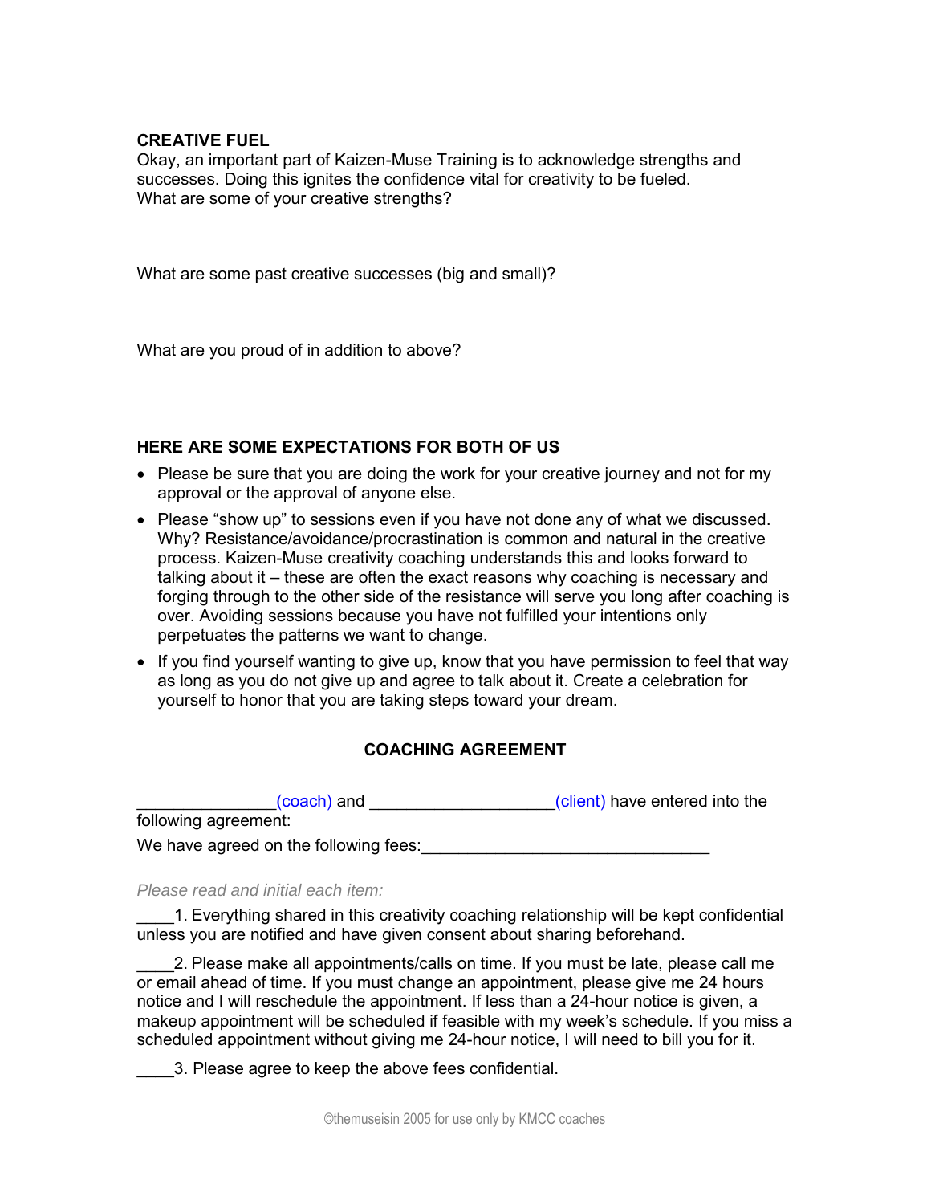**CREATIVE FUEL**

Okay, an important part of Kaizen-Muse Training is to acknowledge strengths and successes. Doing this ignites the confidence vital for creativity to be fueled.

What are some of your creative strengths?

What are some past creative successes (big and small)?

What are you proud of in addition to above?

**HERE ARE SOME EXPECTATIONS FOR BOTH OF US**

- Please be sure that you are doing the work for your creative journey and not for my approval or the approval of anyone else.
- Please "show up" to sessions even if you have not done any of what we discussed. Why? Resistance/avoidance/procrastination is common and natural in the creative process. Kaizen-Muse creativity coaching understands this and looks forward to talking about it – these are often the exact reasons why coaching is necessary and forging through to the other side of the resistance will serve you long after coaching is over. Avoiding sessions because you have not fulfilled your intentions only perpetuates the patterns we want to change.
- If you find yourself wanting to give up, know that you have permission to feel that way as long as you do not give up and agree to talk about it. Create a celebration for yourself to honor that you are taking steps toward your dream.

**COACHING AGREEMENT**

_______________(coach) and ___________________(client) have entered into the following agreement:

We have agreed on the following fees:_______________________________

*Please read and initial each item:*

____1. Everything shared in this creativity coaching relationship will be kept confidential unless you are notified and have given consent about sharing beforehand.

____2. Please make all appointments/calls on time. If you must be late, please call me or email ahead of time. If you must change an appointment, please give me 24 hours notice and I will reschedule the appointment. If less than a 24-hour notice is given, a makeup appointment will be scheduled if feasible with my week's schedule. If you miss a scheduled appointment without giving me 24-hour notice, I will need to bill you for it.

____3. Please agree to keep the above fees confidential.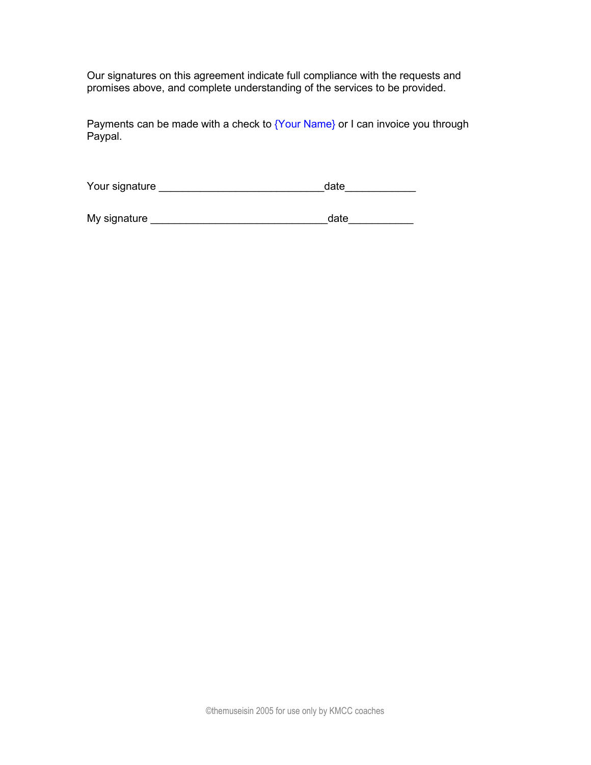Our signatures on this agreement indicate full compliance with the requests and promises above, and complete understanding of the services to be provided.

Payments can be made with a check to {Your Name} or I can invoice you through Paypal.

Your signature ___________________________date____________

My signature _____________________________date___________

©themuseisin 2005 for use only by KMCC coaches